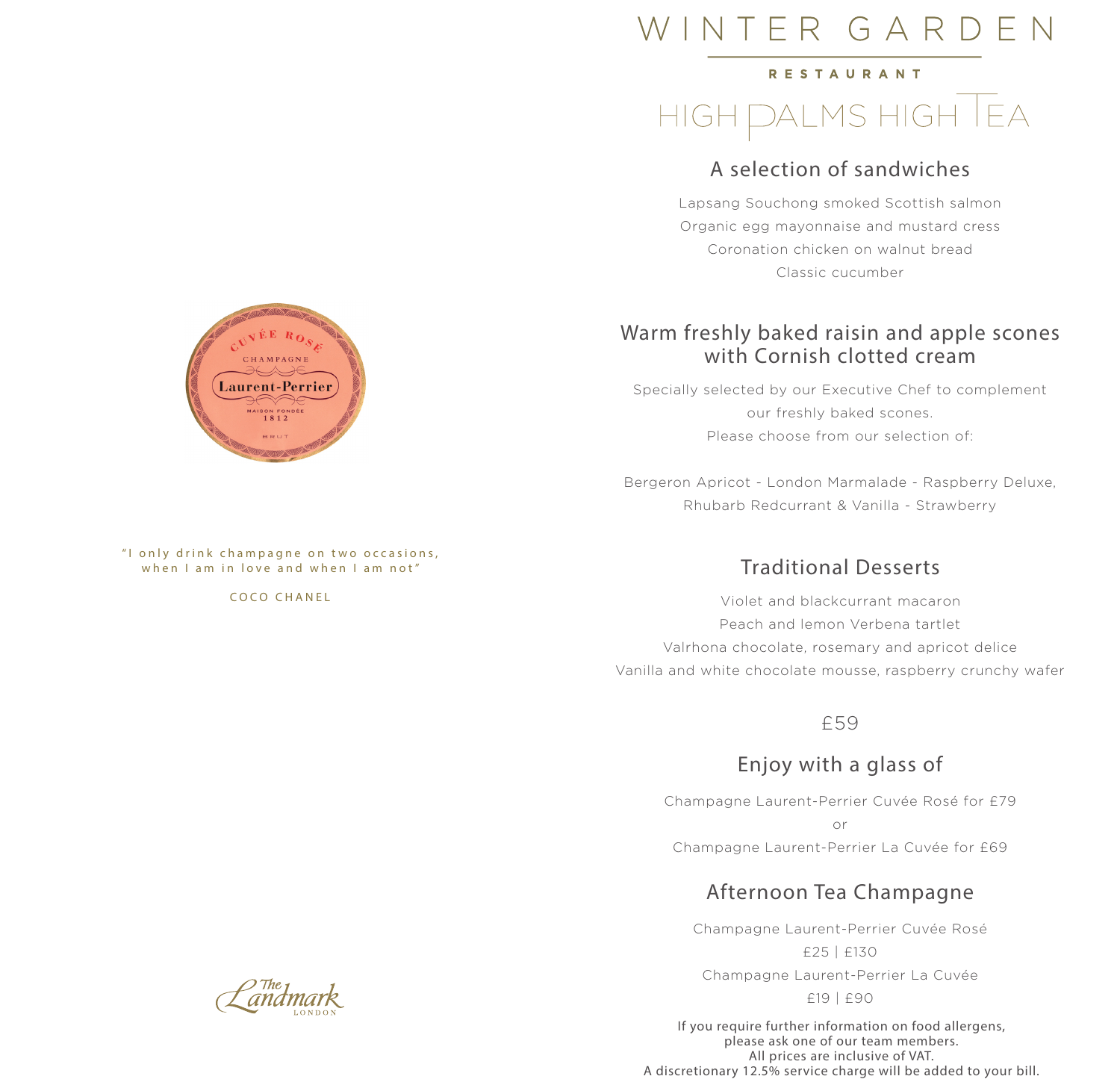"I only drink champagne on two occasions, when I am in love and when I am not"

COCO CHANEL

The Landmark LONDON

# WINTER GARDEN

RESTAURANT

## HIGH PALMS HIGH TEA

### A selection of sandwiches

Lapsang Souchong smoked Scottish salmon
Organic egg mayonnaise and mustard cress
Coronation chicken on walnut bread
Classic cucumber

### Warm freshly baked raisin and apple scones with Cornish clotted cream

Specially selected by our Executive Chef to complement our freshly baked scones.
Please choose from our selection of:

Bergeron Apricot - London Marmalade - Raspberry Deluxe, Rhubarb Redcurrant & Vanilla - Strawberry

### Traditional Desserts

Violet and blackcurrant macaron
Peach and lemon Verbena tartlet
Valrhona chocolate, rosemary and apricot delice
Vanilla and white chocolate mousse, raspberry crunchy wafer

£59

### Enjoy with a glass of

Champagne Laurent-Perrier Cuvée Rosé for £79
or
Champagne Laurent-Perrier La Cuvée for £69

### Afternoon Tea Champagne

Champagne Laurent-Perrier Cuvée Rosé
£25 | £130
Champagne Laurent-Perrier La Cuvée
£19 | £90

If you require further information on food allergens, please ask one of our team members.
All prices are inclusive of VAT.
A discretionary 12.5% service charge will be added to your bill.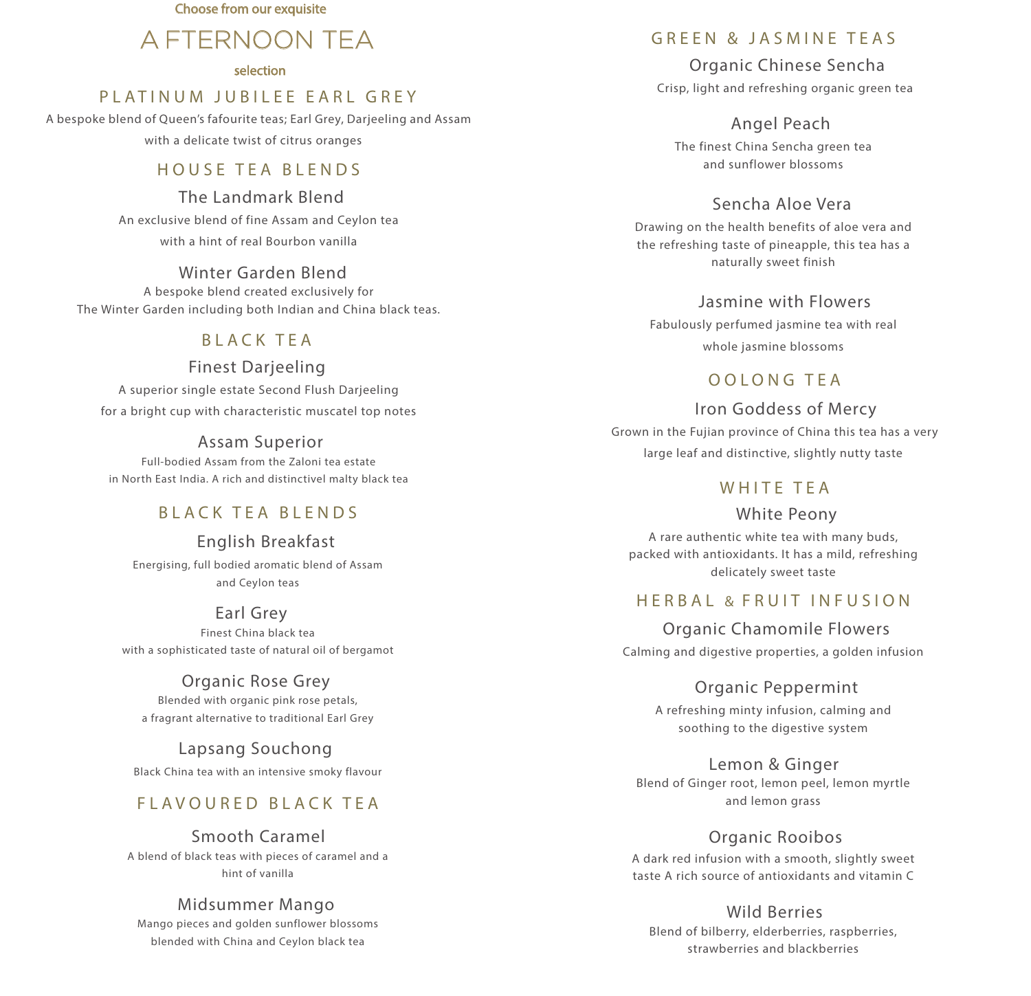Choose from our exquisite

# AFTERNOON TEA

selection

## PLATINUM JUBILEE EARL GREY

A bespoke blend of Queen's fafourite teas; Earl Grey, Darjeeling and Assam with a delicate twist of citrus oranges

## HOUSE TEA BLENDS

### The Landmark Blend

An exclusive blend of fine Assam and Ceylon tea with a hint of real Bourbon vanilla

### Winter Garden Blend

A bespoke blend created exclusively for The Winter Garden including both Indian and China black teas.

## BLACK TEA

### Finest Darjeeling

A superior single estate Second Flush Darjeeling for a bright cup with characteristic muscatel top notes

### Assam Superior

Full-bodied Assam from the Zaloni tea estate in North East India. A rich and distinctivel malty black tea

## BLACK TEA BLENDS

### English Breakfast

Energising, full bodied aromatic blend of Assam and Ceylon teas

### Earl Grey

Finest China black tea with a sophisticated taste of natural oil of bergamot

### Organic Rose Grey

Blended with organic pink rose petals, a fragrant alternative to traditional Earl Grey

### Lapsang Souchong

Black China tea with an intensive smoky flavour

## FLAVOURED BLACK TEA

### Smooth Caramel

A blend of black teas with pieces of caramel and a hint of vanilla

### Midsummer Mango

Mango pieces and golden sunflower blossoms blended with China and Ceylon black tea

## GREEN & JASMINE TEAS

### Organic Chinese Sencha

Crisp, light and refreshing organic green tea

### Angel Peach

The finest China Sencha green tea and sunflower blossoms

### Sencha Aloe Vera

Drawing on the health benefits of aloe vera and the refreshing taste of pineapple, this tea has a naturally sweet finish

### Jasmine with Flowers

Fabulously perfumed jasmine tea with real whole jasmine blossoms

## OOLONG TEA

### Iron Goddess of Mercy

Grown in the Fujian province of China this tea has a very large leaf and distinctive, slightly nutty taste

## WHITE TEA

### White Peony

A rare authentic white tea with many buds, packed with antioxidants. It has a mild, refreshing delicately sweet taste

## HERBAL & FRUIT INFUSION

### Organic Chamomile Flowers

Calming and digestive properties, a golden infusion

### Organic Peppermint

A refreshing minty infusion, calming and soothing to the digestive system

### Lemon & Ginger

Blend of Ginger root, lemon peel, lemon myrtle and lemon grass

### Organic Rooibos

A dark red infusion with a smooth, slightly sweet taste A rich source of antioxidants and vitamin C

### Wild Berries

Blend of bilberry, elderberries, raspberries, strawberries and blackberries